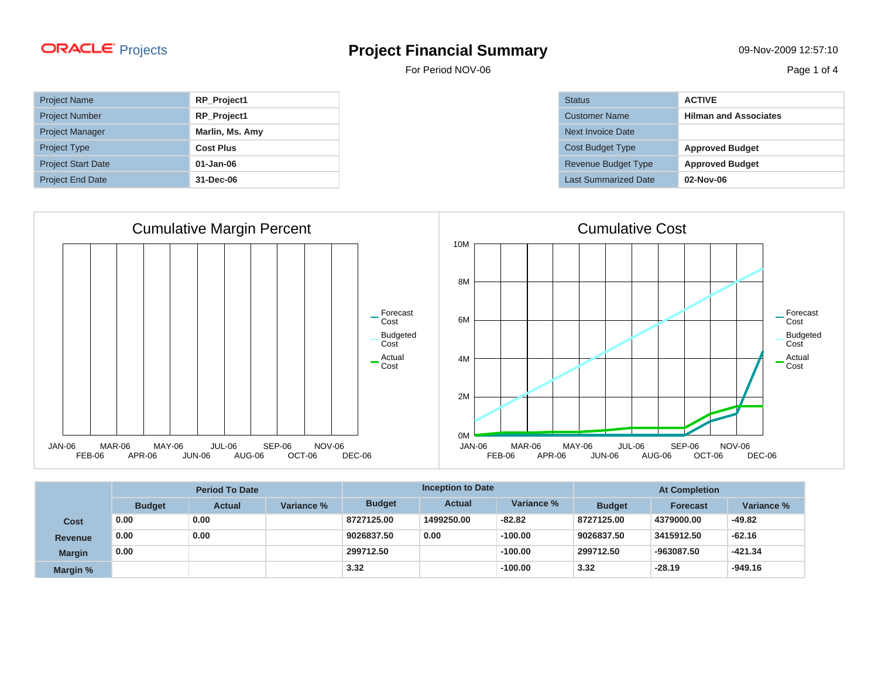ORACLE Projects

# Project Financial Summary

For Period NOV-06

09-Nov-2009 12:57:10

| | |
|---|---|
| Project Name | **RP_Project1** |
| Project Number | **RP_Project1** |
| Project Manager | **Marlin, Ms. Amy** |
| Project Type | **Cost Plus** |
| Project Start Date | **01-Jan-06** |
| Project End Date | **31-Dec-06** |

| | |
|---|---|
| Status | **ACTIVE** |
| Customer Name | **Hilman and Associates** |
| Next Invoice Date | |
| Cost Budget Type | **Approved Budget** |
| Revenue Budget Type | **Approved Budget** |
| Last Summarized Date | **02-Nov-06** |

## Cumulative Margin Percent

JAN-06, FEB-06, MAR-06, APR-06, MAY-06, JUN-06, JUL-06, AUG-06, SEP-06, OCT-06, NOV-06, DEC-06

Legend: Forecast Cost, Budgeted Cost, Actual Cost

## Cumulative Cost

10M, 8M, 6M, 4M, 2M, 0M

JAN-06, FEB-06, MAR-06, APR-06, MAY-06, JUN-06, JUL-06, AUG-06, SEP-06, OCT-06, NOV-06, DEC-06

Legend: Forecast Cost, Budgeted Cost, Actual Cost

| | Period To Date | | | Inception to Date | | | At Completion | | |
|---|---|---|---|---|---|---|---|---|---|
| | **Budget** | **Actual** | **Variance %** | **Budget** | **Actual** | **Variance %** | **Budget** | **Forecast** | **Variance %** |
| **Cost** | 0.00 | 0.00 | | 8727125.00 | 1499250.00 | -82.82 | 8727125.00 | 4379000.00 | -49.82 |
| **Revenue** | 0.00 | 0.00 | | 9026837.50 | 0.00 | -100.00 | 9026837.50 | 3415912.50 | -62.16 |
| **Margin** | 0.00 | | | 299712.50 | | -100.00 | 299712.50 | -963087.50 | -421.34 |
| **Margin %** | | | | 3.32 | | -100.00 | 3.32 | -28.19 | -949.16 |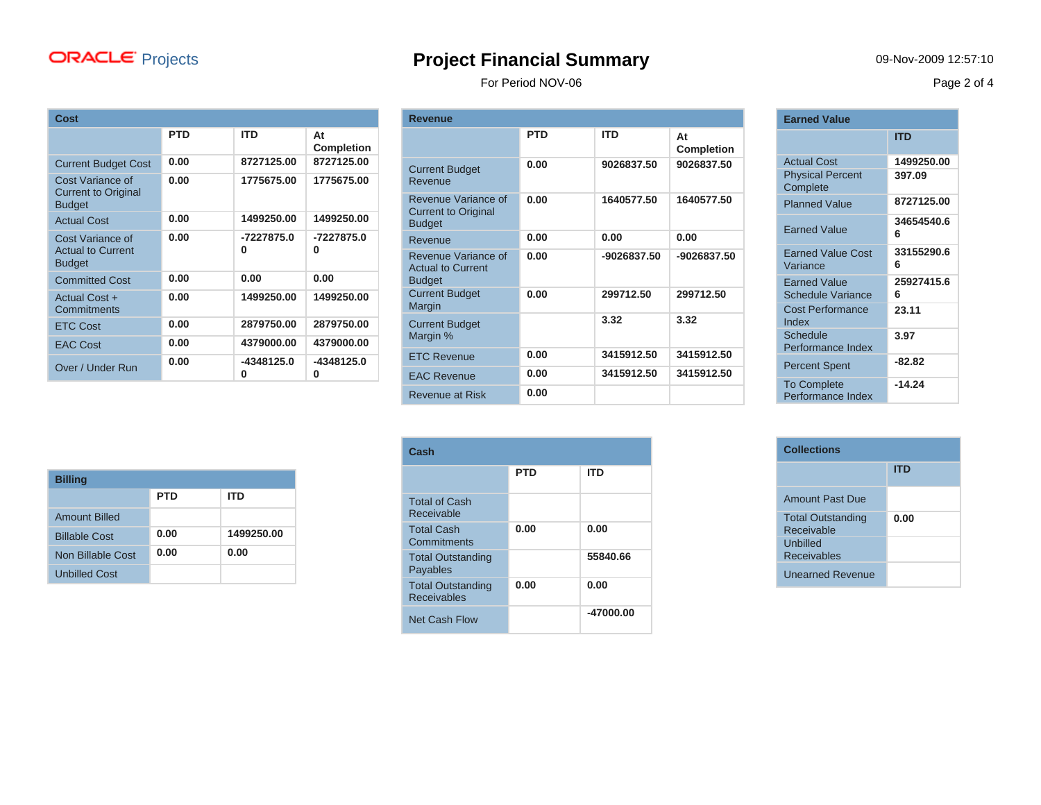ORACLE Projects

# Project Financial Summary

For Period NOV-06

09-Nov-2009 12:57:10

## Cost

| | PTD | ITD | At Completion |
|---|---|---|---|
| Current Budget Cost | 0.00 | 8727125.00 | 8727125.00 |
| Cost Variance of Current to Original Budget | 0.00 | 1775675.00 | 1775675.00 |
| Actual Cost | 0.00 | 1499250.00 | 1499250.00 |
| Cost Variance of Actual to Current Budget | 0.00 | -7227875.00 | -7227875.00 |
| Committed Cost | 0.00 | 0.00 | 0.00 |
| Actual Cost + Commitments | 0.00 | 1499250.00 | 1499250.00 |
| ETC Cost | 0.00 | 2879750.00 | 2879750.00 |
| EAC Cost | 0.00 | 4379000.00 | 4379000.00 |
| Over / Under Run | 0.00 | -4348125.00 | -4348125.00 |

## Revenue

| | PTD | ITD | At Completion |
|---|---|---|---|
| Current Budget Revenue | 0.00 | 9026837.50 | 9026837.50 |
| Revenue Variance of Current to Original Budget | 0.00 | 1640577.50 | 1640577.50 |
| Revenue | 0.00 | 0.00 | 0.00 |
| Revenue Variance of Actual to Current Budget | 0.00 | -9026837.50 | -9026837.50 |
| Current Budget Margin | 0.00 | 299712.50 | 299712.50 |
| Current Budget Margin % | | 3.32 | 3.32 |
| ETC Revenue | 0.00 | 3415912.50 | 3415912.50 |
| EAC Revenue | 0.00 | 3415912.50 | 3415912.50 |
| Revenue at Risk | 0.00 | | |

## Earned Value

| | ITD |
|---|---|
| Actual Cost | 1499250.00 |
| Physical Percent Complete | 397.09 |
| Planned Value | 8727125.00 |
| Earned Value | 34654540.66 |
| Earned Value Cost Variance | 33155290.66 |
| Earned Value Schedule Variance | 25927415.66 |
| Cost Performance Index | 23.11 |
| Schedule Performance Index | 3.97 |
| Percent Spent | -82.82 |
| To Complete Performance Index | -14.24 |

## Billing

| | PTD | ITD |
|---|---|---|
| Amount Billed | | |
| Billable Cost | 0.00 | 1499250.00 |
| Non Billable Cost | 0.00 | 0.00 |
| Unbilled Cost | | |

## Cash

| | PTD | ITD |
|---|---|---|
| Total of Cash Receivable | | |
| Total Cash Commitments | 0.00 | 0.00 |
| Total Outstanding Payables | | 55840.66 |
| Total Outstanding Receivables | 0.00 | 0.00 |
| Net Cash Flow | | -47000.00 |

## Collections

| | ITD |
|---|---|
| Amount Past Due | |
| Total Outstanding Receivable | 0.00 |
| Unbilled Receivables | |
| Unearned Revenue | |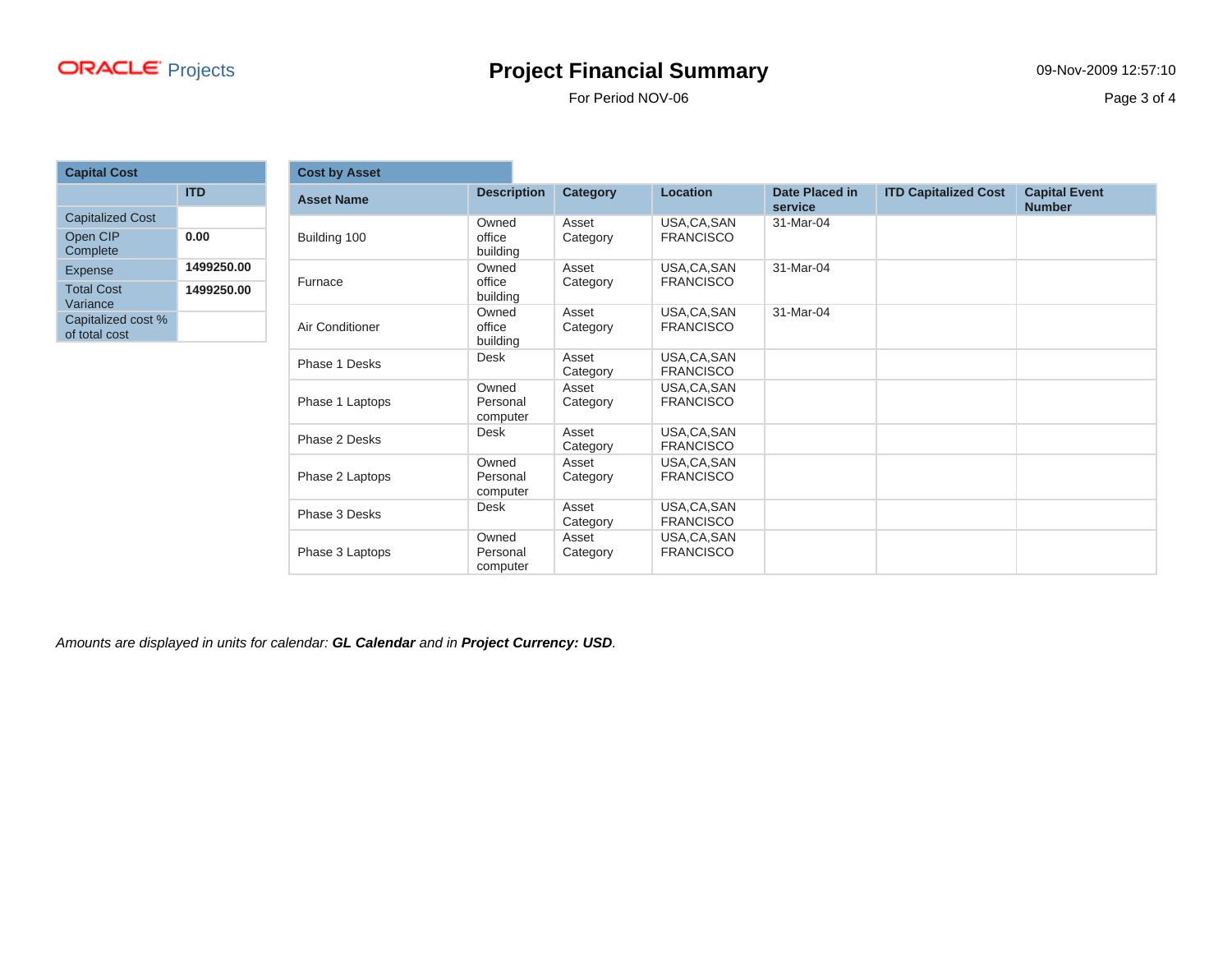# Project Financial Summary

For Period NOV-06

| Capital Cost | |
|---|---|
| | ITD |
| Capitalized Cost | |
| Open CIP Complete | 0.00 |
| Expense | 1499250.00 |
| Total Cost Variance | 1499250.00 |
| Capitalized cost % of total cost | |

**Cost by Asset**

| Asset Name | Description | Category | Location | Date Placed in service | ITD Capitalized Cost | Capital Event Number |
|---|---|---|---|---|---|---|
| Building 100 | Owned office building | Asset Category | USA,CA,SAN FRANCISCO | 31-Mar-04 | | |
| Furnace | Owned office building | Asset Category | USA,CA,SAN FRANCISCO | 31-Mar-04 | | |
| Air Conditioner | Owned office building | Asset Category | USA,CA,SAN FRANCISCO | 31-Mar-04 | | |
| Phase 1 Desks | Desk | Asset Category | USA,CA,SAN FRANCISCO | | | |
| Phase 1 Laptops | Owned Personal computer | Asset Category | USA,CA,SAN FRANCISCO | | | |
| Phase 2 Desks | Desk | Asset Category | USA,CA,SAN FRANCISCO | | | |
| Phase 2 Laptops | Owned Personal computer | Asset Category | USA,CA,SAN FRANCISCO | | | |
| Phase 3 Desks | Desk | Asset Category | USA,CA,SAN FRANCISCO | | | |
| Phase 3 Laptops | Owned Personal computer | Asset Category | USA,CA,SAN FRANCISCO | | | |

*Amounts are displayed in units for calendar: **GL Calendar** and in **Project Currency: USD**.*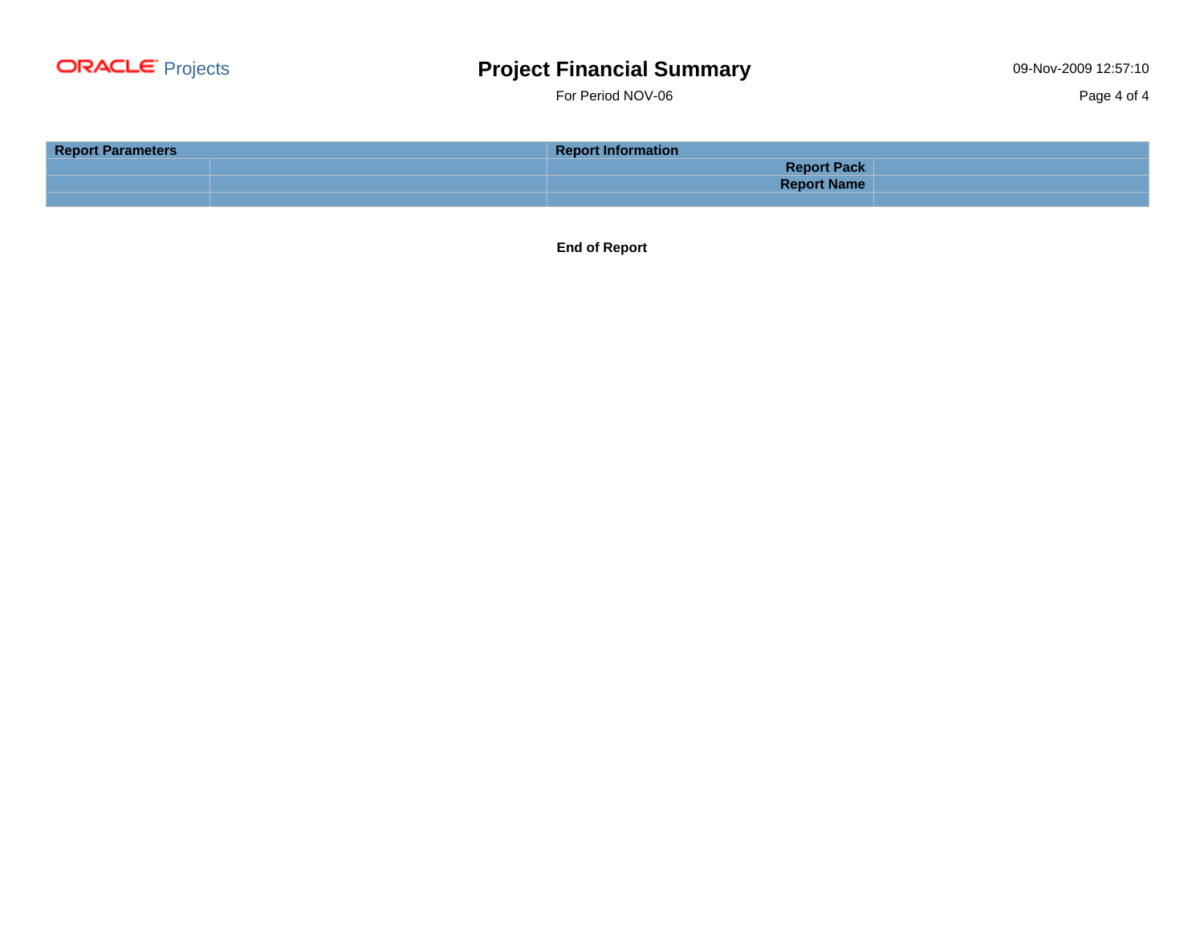# Project Financial Summary

For Period NOV-06

| Report Parameters | | Report Information | |
|---|---|---|---|
| | | **Report Pack** | |
| | | **Report Name** | |
| | | | |

**End of Report**